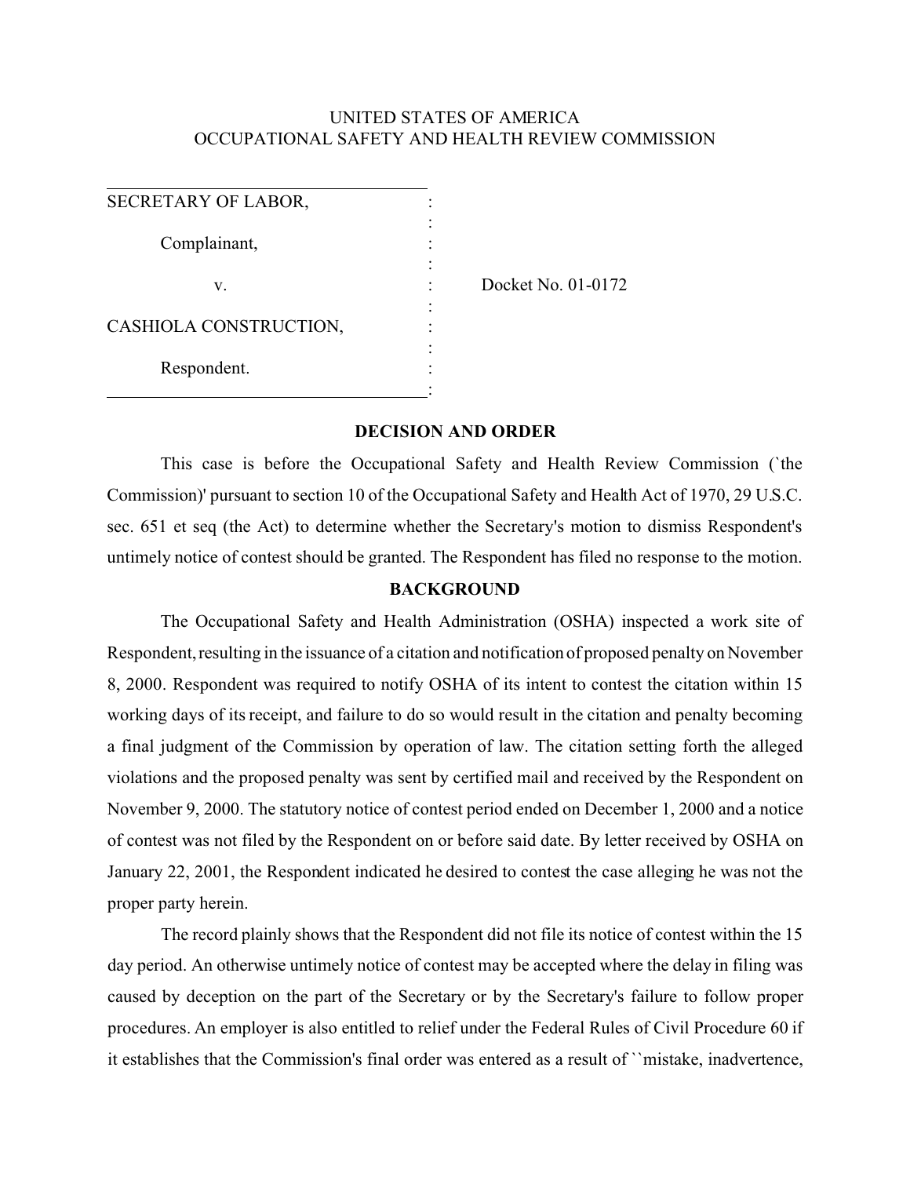UNITED STATES OF AMERICA
OCCUPATIONAL SAFETY AND HEALTH REVIEW COMMISSION

SECRETARY OF LABOR,

Complainant,

v.

CASHIOLA CONSTRUCTION,

Respondent.

Docket No. 01-0172

## DECISION AND ORDER

This case is before the Occupational Safety and Health Review Commission (`the Commission)' pursuant to section 10 of the Occupational Safety and Health Act of 1970, 29 U.S.C. sec. 651 et seq (the Act) to determine whether the Secretary's motion to dismiss Respondent's untimely notice of contest should be granted. The Respondent has filed no response to the motion.

## BACKGROUND

The Occupational Safety and Health Administration (OSHA) inspected a work site of Respondent, resulting in the issuance of a citation and notification of proposed penalty on November 8, 2000. Respondent was required to notify OSHA of its intent to contest the citation within 15 working days of its receipt, and failure to do so would result in the citation and penalty becoming a final judgment of the Commission by operation of law. The citation setting forth the alleged violations and the proposed penalty was sent by certified mail and received by the Respondent on November 9, 2000. The statutory notice of contest period ended on December 1, 2000 and a notice of contest was not filed by the Respondent on or before said date. By letter received by OSHA on January 22, 2001, the Respondent indicated he desired to contest the case alleging he was not the proper party herein.

The record plainly shows that the Respondent did not file its notice of contest within the 15 day period. An otherwise untimely notice of contest may be accepted where the delay in filing was caused by deception on the part of the Secretary or by the Secretary's failure to follow proper procedures. An employer is also entitled to relief under the Federal Rules of Civil Procedure 60 if it establishes that the Commission's final order was entered as a result of ``mistake, inadvertence,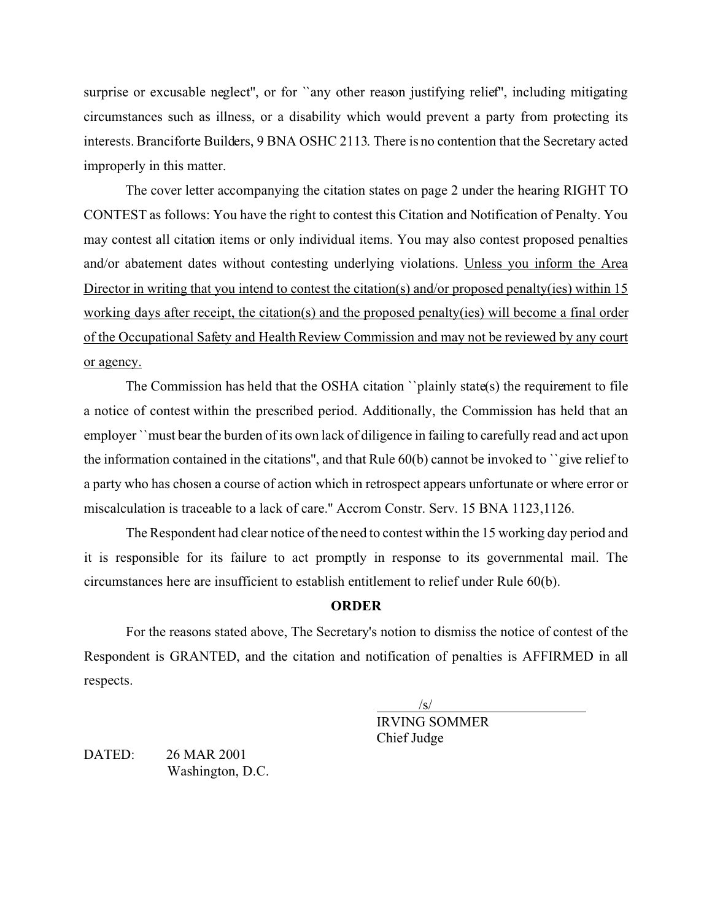surprise or excusable neglect'', or for ``any other reason justifying relief'', including mitigating circumstances such as illness, or a disability which would prevent a party from protecting its interests. Branciforte Builders, 9 BNA OSHC 2113. There is no contention that the Secretary acted improperly in this matter.

The cover letter accompanying the citation states on page 2 under the hearing RIGHT TO CONTEST as follows: You have the right to contest this Citation and Notification of Penalty. You may contest all citation items or only individual items. You may also contest proposed penalties and/or abatement dates without contesting underlying violations. Unless you inform the Area Director in writing that you intend to contest the citation(s) and/or proposed penalty(ies) within 15 working days after receipt, the citation(s) and the proposed penalty(ies) will become a final order of the Occupational Safety and Health Review Commission and may not be reviewed by any court or agency.

The Commission has held that the OSHA citation ``plainly state(s) the requirement to file a notice of contest within the prescribed period. Additionally, the Commission has held that an employer ``must bear the burden of its own lack of diligence in failing to carefully read and act upon the information contained in the citations'', and that Rule 60(b) cannot be invoked to ``give relief to a party who has chosen a course of action which in retrospect appears unfortunate or where error or miscalculation is traceable to a lack of care.'' Accrom Constr. Serv. 15 BNA 1123,1126.

The Respondent had clear notice of the need to contest within the 15 working day period and it is responsible for its failure to act promptly in response to its governmental mail. The circumstances here are insufficient to establish entitlement to relief under Rule 60(b).

**ORDER**

For the reasons stated above, The Secretary's notion to dismiss the notice of contest of the Respondent is GRANTED, and the citation and notification of penalties is AFFIRMED in all respects.

/s/
IRVING SOMMER
Chief Judge

DATED: 26 MAR 2001
Washington, D.C.